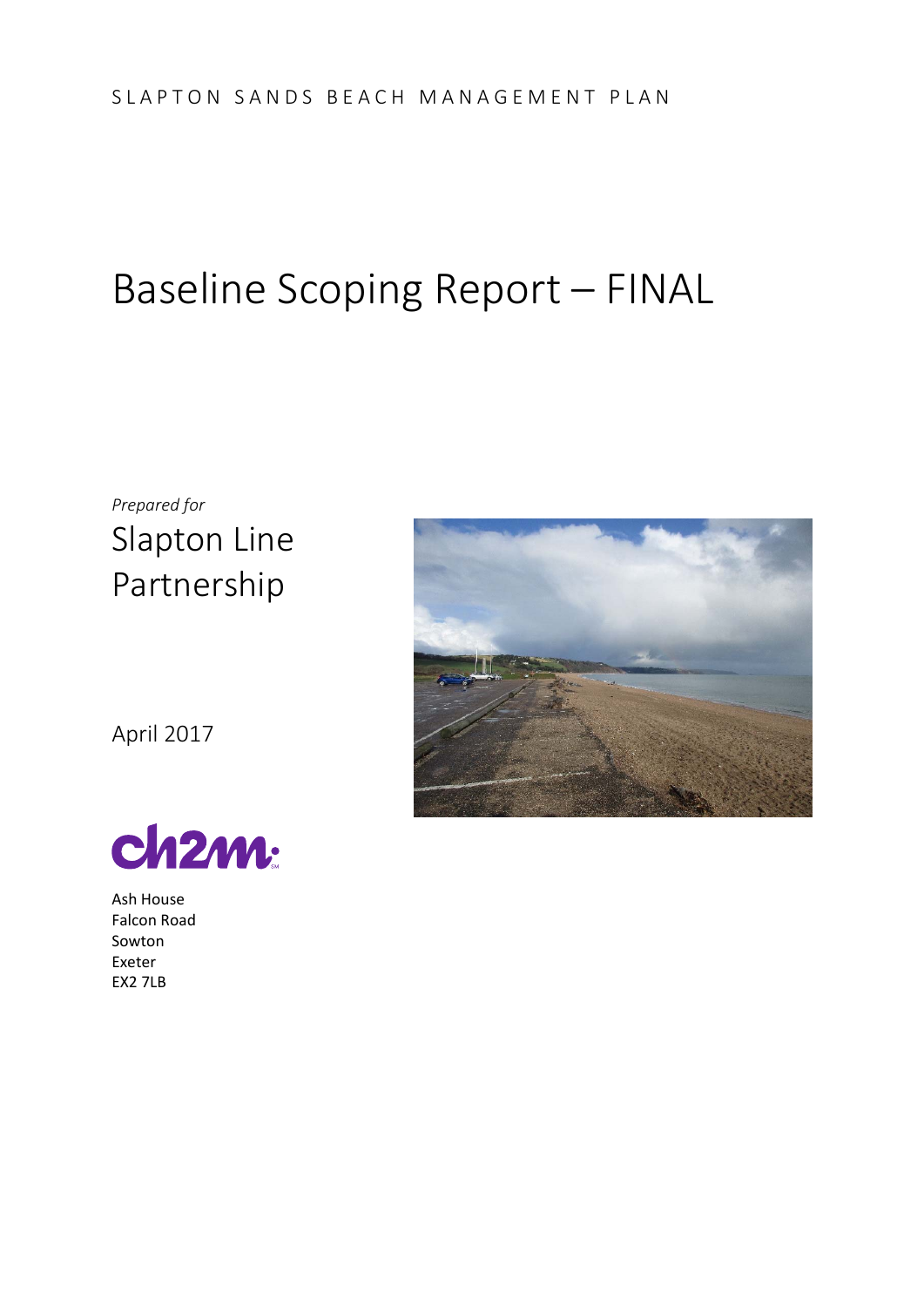SLAPTON SANDS BEACH MANAGEMENT PLAN

# Baseline Scoping Report – FINAL

*Prepared for*

Slapton Line Partnership

April 2017

ch2m

Ash House
Falcon Road
Sowton
Exeter
EX2 7LB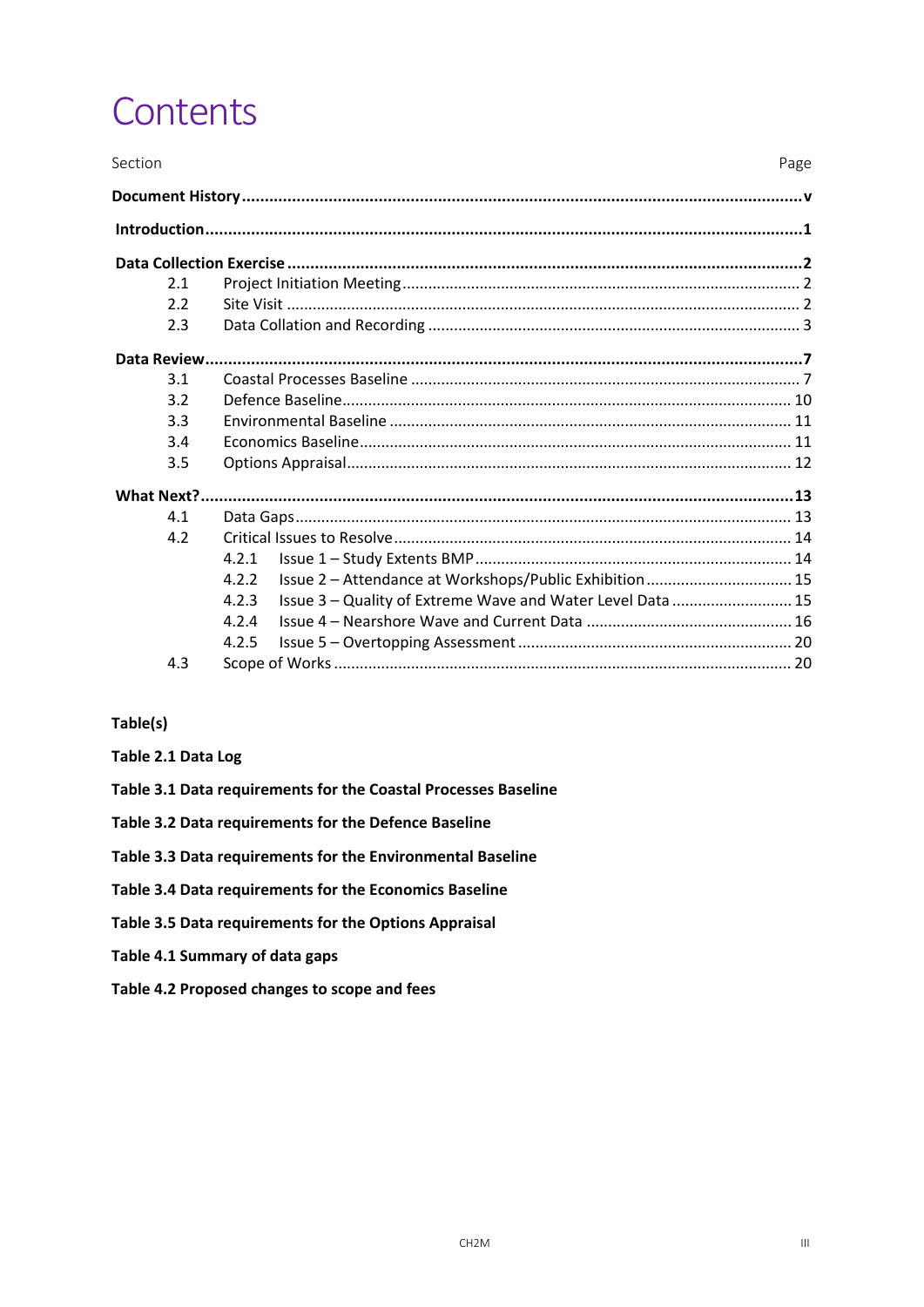# Contents

| Section | | Page |
|---|---|---|
| **Document History** | | **v** |
| **Introduction** | | **1** |
| **Data Collection Exercise** | | **2** |
| 2.1 | Project Initiation Meeting | 2 |
| 2.2 | Site Visit | 2 |
| 2.3 | Data Collation and Recording | 3 |
| **Data Review** | | **7** |
| 3.1 | Coastal Processes Baseline | 7 |
| 3.2 | Defence Baseline | 10 |
| 3.3 | Environmental Baseline | 11 |
| 3.4 | Economics Baseline | 11 |
| 3.5 | Options Appraisal | 12 |
| **What Next?** | | **13** |
| 4.1 | Data Gaps | 13 |
| 4.2 | Critical Issues to Resolve | 14 |
| | 4.2.1 Issue 1 – Study Extents BMP | 14 |
| | 4.2.2 Issue 2 – Attendance at Workshops/Public Exhibition | 15 |
| | 4.2.3 Issue 3 – Quality of Extreme Wave and Water Level Data | 15 |
| | 4.2.4 Issue 4 – Nearshore Wave and Current Data | 16 |
| | 4.2.5 Issue 5 – Overtopping Assessment | 20 |
| 4.3 | Scope of Works | 20 |

**Table(s)**

**Table 2.1 Data Log**

**Table 3.1 Data requirements for the Coastal Processes Baseline**

**Table 3.2 Data requirements for the Defence Baseline**

**Table 3.3 Data requirements for the Environmental Baseline**

**Table 3.4 Data requirements for the Economics Baseline**

**Table 3.5 Data requirements for the Options Appraisal**

**Table 4.1 Summary of data gaps**

**Table 4.2 Proposed changes to scope and fees**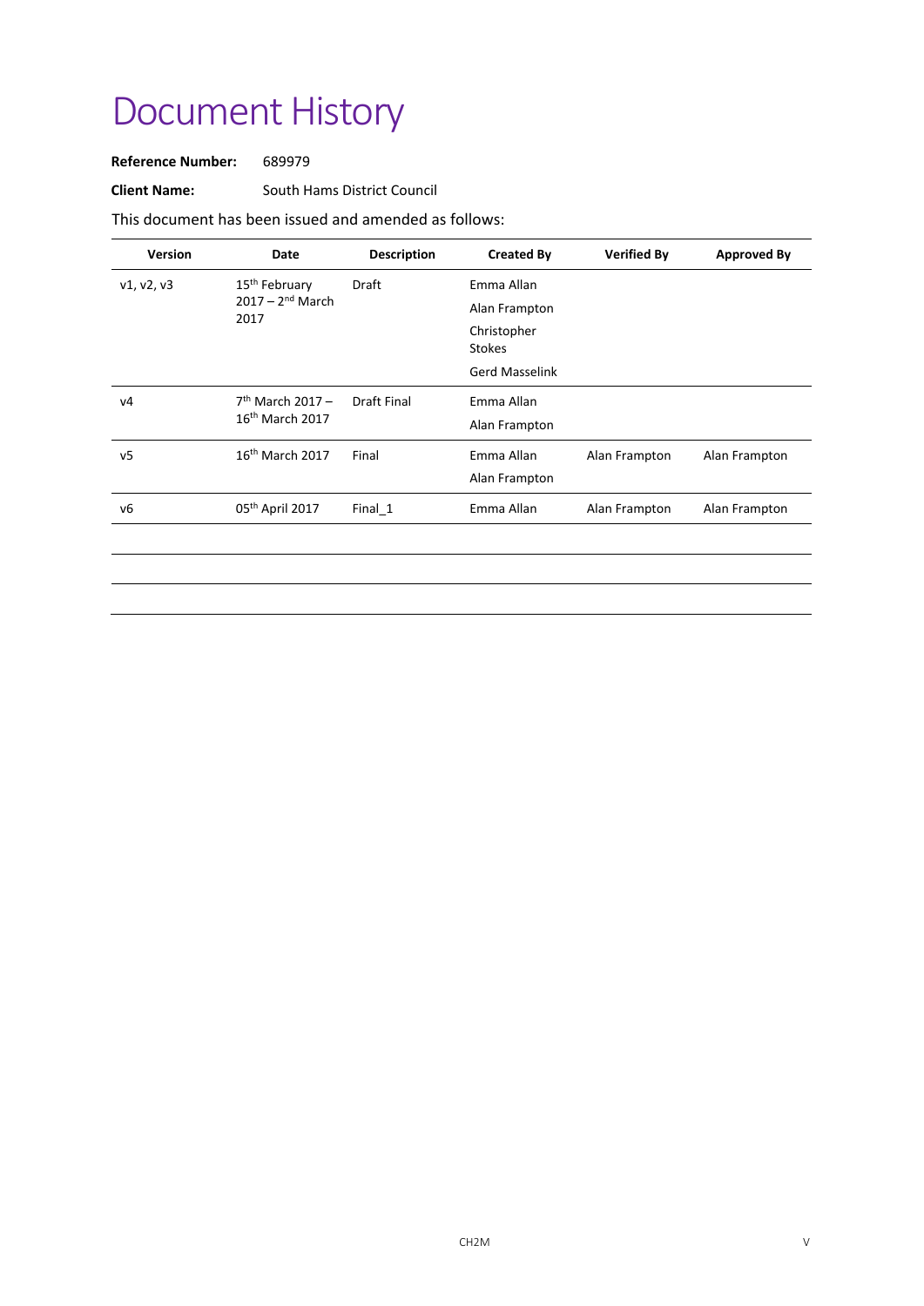# Document History

**Reference Number:** 689979

**Client Name:** South Hams District Council

This document has been issued and amended as follows:

| Version | Date | Description | Created By | Verified By | Approved By |
|---|---|---|---|---|---|
| v1, v2, v3 | 15th February 2017 – 2nd March 2017 | Draft | Emma Allan<br>Alan Frampton<br>Christopher Stokes<br>Gerd Masselink | | |
| v4 | 7th March 2017 – 16th March 2017 | Draft Final | Emma Allan<br>Alan Frampton | | |
| v5 | 16th March 2017 | Final | Emma Allan<br>Alan Frampton | Alan Frampton | Alan Frampton |
| v6 | 05th April 2017 | Final_1 | Emma Allan | Alan Frampton | Alan Frampton |
| | | | | | |
| | | | | | |
| | | | | | |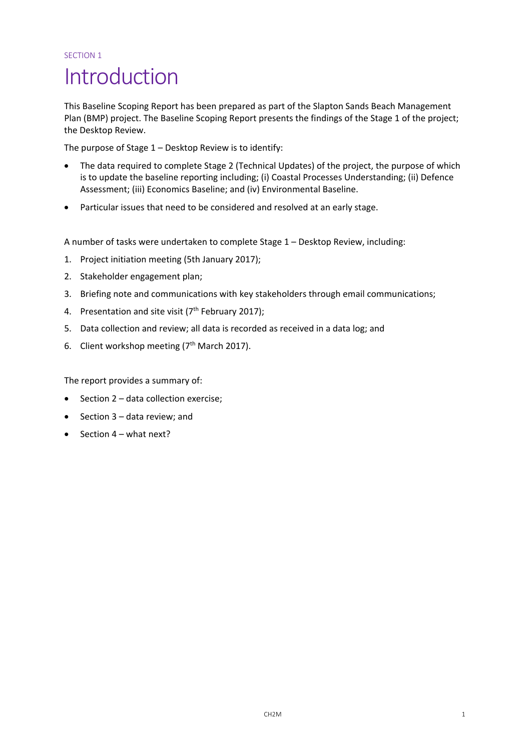SECTION 1

# Introduction

This Baseline Scoping Report has been prepared as part of the Slapton Sands Beach Management Plan (BMP) project. The Baseline Scoping Report presents the findings of the Stage 1 of the project; the Desktop Review.

The purpose of Stage 1 – Desktop Review is to identify:

- The data required to complete Stage 2 (Technical Updates) of the project, the purpose of which is to update the baseline reporting including; (i) Coastal Processes Understanding; (ii) Defence Assessment; (iii) Economics Baseline; and (iv) Environmental Baseline.
- Particular issues that need to be considered and resolved at an early stage.

A number of tasks were undertaken to complete Stage 1 – Desktop Review, including:

1. Project initiation meeting (5th January 2017);
2. Stakeholder engagement plan;
3. Briefing note and communications with key stakeholders through email communications;
4. Presentation and site visit (7th February 2017);
5. Data collection and review; all data is recorded as received in a data log; and
6. Client workshop meeting (7th March 2017).

The report provides a summary of:

- Section 2 – data collection exercise;
- Section 3 – data review; and
- Section 4 – what next?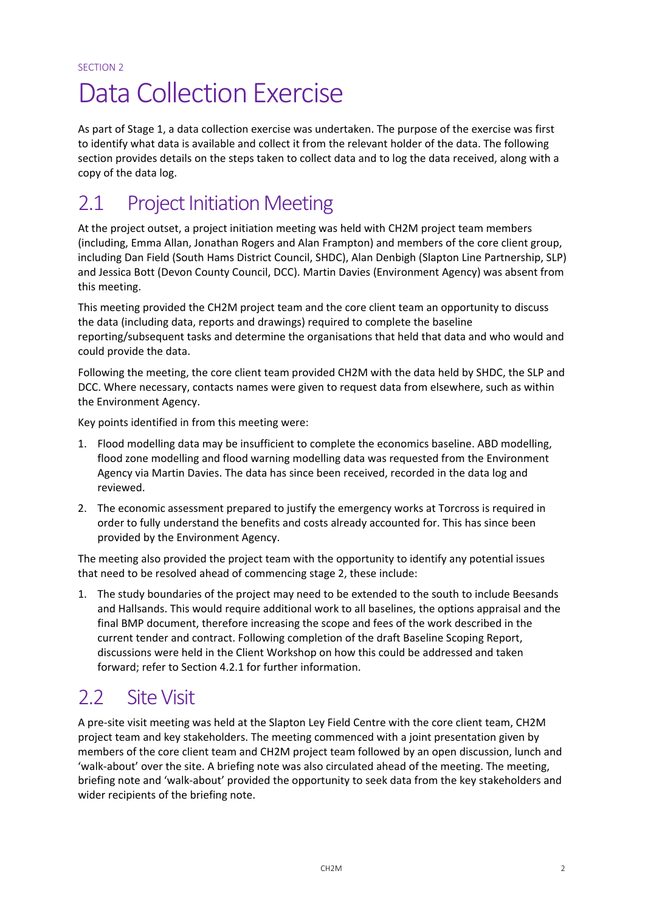SECTION 2

# Data Collection Exercise

As part of Stage 1, a data collection exercise was undertaken. The purpose of the exercise was first to identify what data is available and collect it from the relevant holder of the data. The following section provides details on the steps taken to collect data and to log the data received, along with a copy of the data log.

## 2.1 Project Initiation Meeting

At the project outset, a project initiation meeting was held with CH2M project team members (including, Emma Allan, Jonathan Rogers and Alan Frampton) and members of the core client group, including Dan Field (South Hams District Council, SHDC), Alan Denbigh (Slapton Line Partnership, SLP) and Jessica Bott (Devon County Council, DCC). Martin Davies (Environment Agency) was absent from this meeting.

This meeting provided the CH2M project team and the core client team an opportunity to discuss the data (including data, reports and drawings) required to complete the baseline reporting/subsequent tasks and determine the organisations that held that data and who would and could provide the data.

Following the meeting, the core client team provided CH2M with the data held by SHDC, the SLP and DCC. Where necessary, contacts names were given to request data from elsewhere, such as within the Environment Agency.

Key points identified in from this meeting were:

1. Flood modelling data may be insufficient to complete the economics baseline. ABD modelling, flood zone modelling and flood warning modelling data was requested from the Environment Agency via Martin Davies. The data has since been received, recorded in the data log and reviewed.
2. The economic assessment prepared to justify the emergency works at Torcross is required in order to fully understand the benefits and costs already accounted for. This has since been provided by the Environment Agency.

The meeting also provided the project team with the opportunity to identify any potential issues that need to be resolved ahead of commencing stage 2, these include:

1. The study boundaries of the project may need to be extended to the south to include Beesands and Hallsands. This would require additional work to all baselines, the options appraisal and the final BMP document, therefore increasing the scope and fees of the work described in the current tender and contract. Following completion of the draft Baseline Scoping Report, discussions were held in the Client Workshop on how this could be addressed and taken forward; refer to Section 4.2.1 for further information.

## 2.2 Site Visit

A pre-site visit meeting was held at the Slapton Ley Field Centre with the core client team, CH2M project team and key stakeholders. The meeting commenced with a joint presentation given by members of the core client team and CH2M project team followed by an open discussion, lunch and 'walk-about' over the site. A briefing note was also circulated ahead of the meeting. The meeting, briefing note and 'walk-about' provided the opportunity to seek data from the key stakeholders and wider recipients of the briefing note.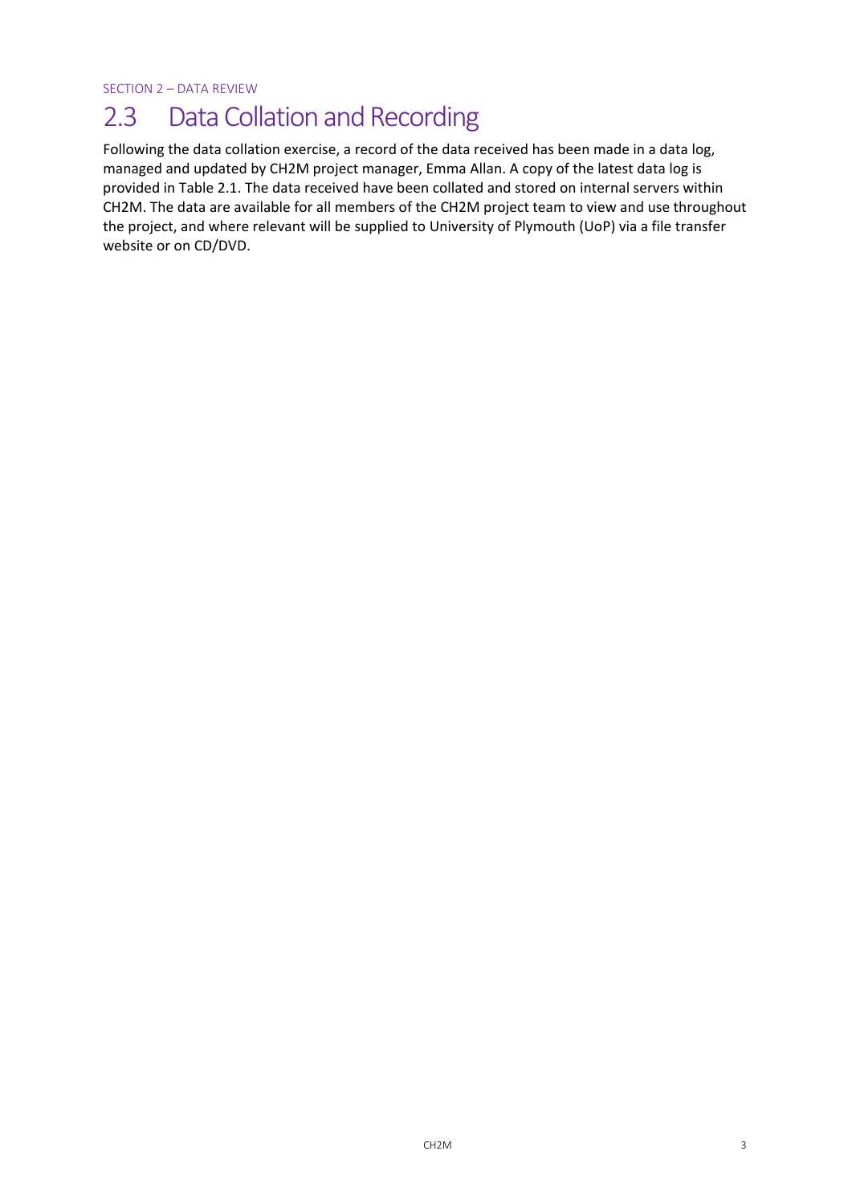## 2.3 Data Collation and Recording

Following the data collation exercise, a record of the data received has been made in a data log, managed and updated by CH2M project manager, Emma Allan. A copy of the latest data log is provided in Table 2.1. The data received have been collated and stored on internal servers within CH2M. The data are available for all members of the CH2M project team to view and use throughout the project, and where relevant will be supplied to University of Plymouth (UoP) via a file transfer website or on CD/DVD.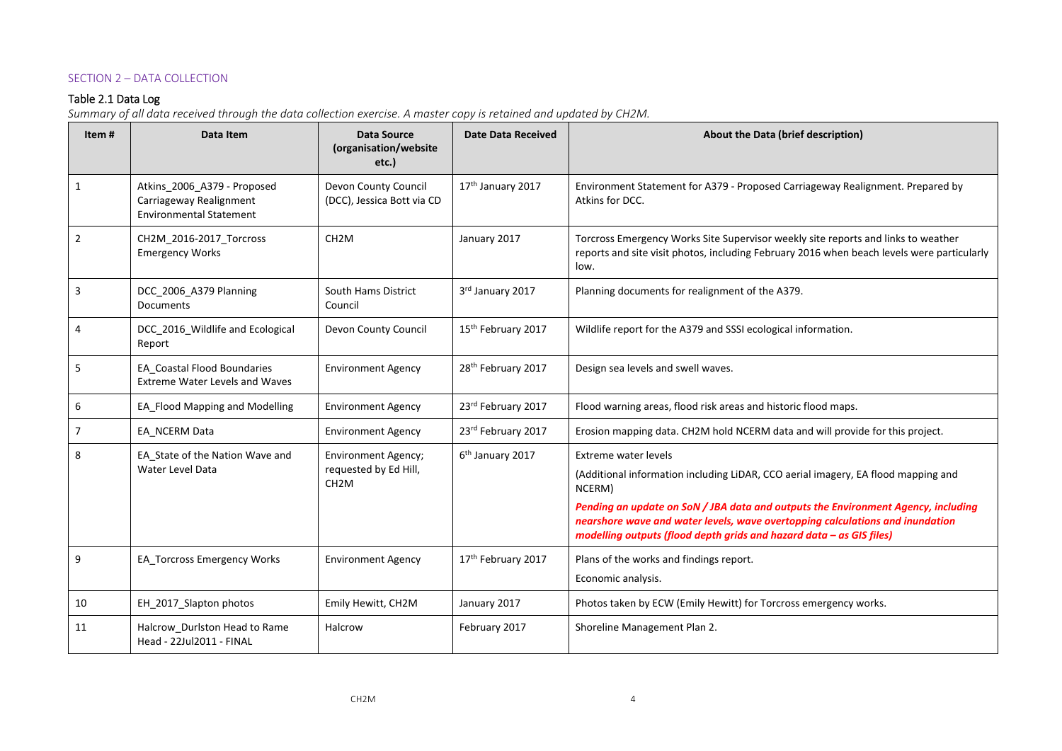SECTION 2 – DATA COLLECTION

## Table 2.1 Data Log

*Summary of all data received through the data collection exercise. A master copy is retained and updated by CH2M.*

| Item # | Data Item | Data Source (organisation/website etc.) | Date Data Received | About the Data (brief description) |
|---|---|---|---|---|
| 1 | Atkins_2006_A379 - Proposed Carriageway Realignment Environmental Statement | Devon County Council (DCC), Jessica Bott via CD | 17th January 2017 | Environment Statement for A379 - Proposed Carriageway Realignment. Prepared by Atkins for DCC. |
| 2 | CH2M_2016-2017_Torcross Emergency Works | CH2M | January 2017 | Torcross Emergency Works Site Supervisor weekly site reports and links to weather reports and site visit photos, including February 2016 when beach levels were particularly low. |
| 3 | DCC_2006_A379 Planning Documents | South Hams District Council | 3rd January 2017 | Planning documents for realignment of the A379. |
| 4 | DCC_2016_Wildlife and Ecological Report | Devon County Council | 15th February 2017 | Wildlife report for the A379 and SSSI ecological information. |
| 5 | EA_Coastal Flood Boundaries Extreme Water Levels and Waves | Environment Agency | 28th February 2017 | Design sea levels and swell waves. |
| 6 | EA_Flood Mapping and Modelling | Environment Agency | 23rd February 2017 | Flood warning areas, flood risk areas and historic flood maps. |
| 7 | EA_NCERM Data | Environment Agency | 23rd February 2017 | Erosion mapping data. CH2M hold NCERM data and will provide for this project. |
| 8 | EA_State of the Nation Wave and Water Level Data | Environment Agency; requested by Ed Hill, CH2M | 6th January 2017 | Extreme water levels<br>(Additional information including LiDAR, CCO aerial imagery, EA flood mapping and NCERM)<br>***Pending an update on SoN / JBA data and outputs the Environment Agency, including nearshore wave and water levels, wave overtopping calculations and inundation modelling outputs (flood depth grids and hazard data – as GIS files)*** |
| 9 | EA_Torcross Emergency Works | Environment Agency | 17th February 2017 | Plans of the works and findings report.<br>Economic analysis. |
| 10 | EH_2017_Slapton photos | Emily Hewitt, CH2M | January 2017 | Photos taken by ECW (Emily Hewitt) for Torcross emergency works. |
| 11 | Halcrow_Durlston Head to Rame Head - 22Jul2011 - FINAL | Halcrow | February 2017 | Shoreline Management Plan 2. |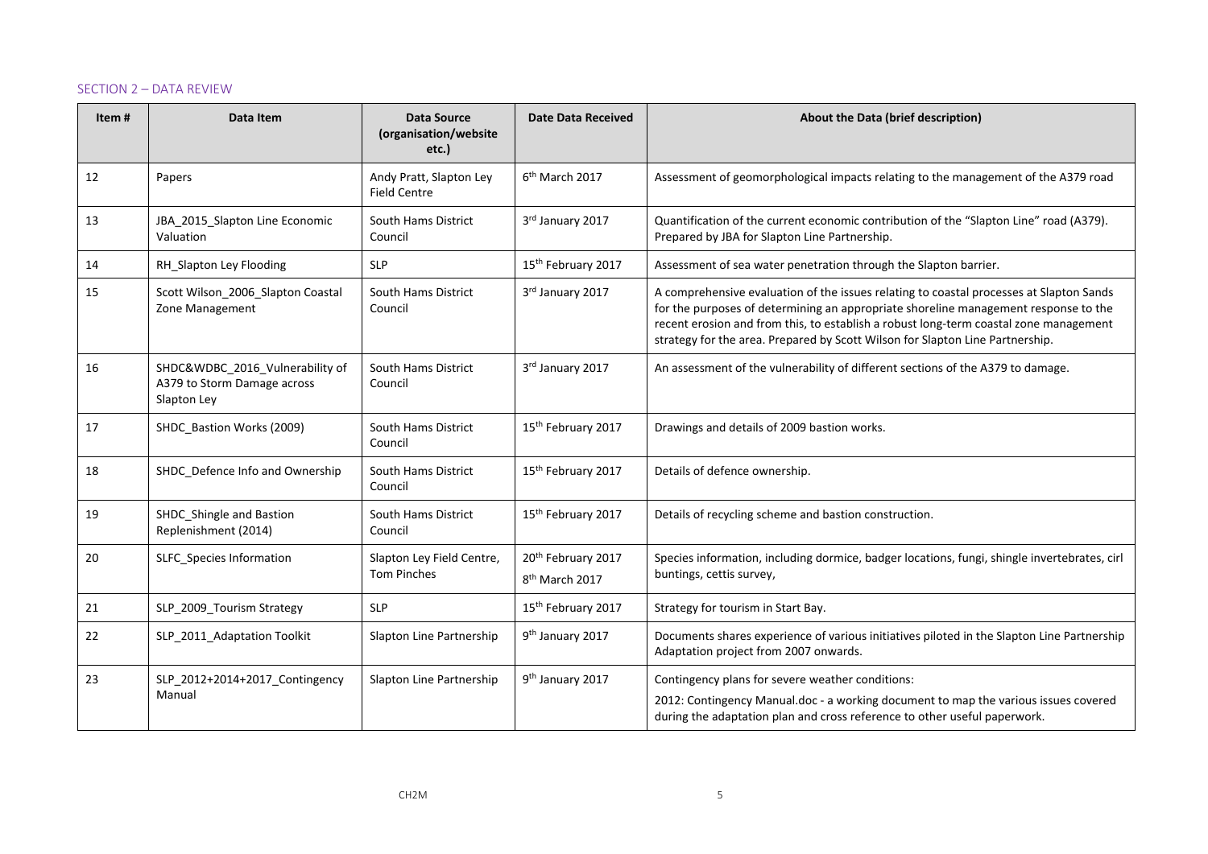## SECTION 2 – DATA REVIEW

| Item # | Data Item | Data Source (organisation/website etc.) | Date Data Received | About the Data (brief description) |
|---|---|---|---|---|
| 12 | Papers | Andy Pratt, Slapton Ley Field Centre | 6th March 2017 | Assessment of geomorphological impacts relating to the management of the A379 road |
| 13 | JBA_2015_Slapton Line Economic Valuation | South Hams District Council | 3rd January 2017 | Quantification of the current economic contribution of the "Slapton Line" road (A379). Prepared by JBA for Slapton Line Partnership. |
| 14 | RH_Slapton Ley Flooding | SLP | 15th February 2017 | Assessment of sea water penetration through the Slapton barrier. |
| 15 | Scott Wilson_2006_Slapton Coastal Zone Management | South Hams District Council | 3rd January 2017 | A comprehensive evaluation of the issues relating to coastal processes at Slapton Sands for the purposes of determining an appropriate shoreline management response to the recent erosion and from this, to establish a robust long-term coastal zone management strategy for the area. Prepared by Scott Wilson for Slapton Line Partnership. |
| 16 | SHDC&WDBC_2016_Vulnerability of A379 to Storm Damage across Slapton Ley | South Hams District Council | 3rd January 2017 | An assessment of the vulnerability of different sections of the A379 to damage. |
| 17 | SHDC_Bastion Works (2009) | South Hams District Council | 15th February 2017 | Drawings and details of 2009 bastion works. |
| 18 | SHDC_Defence Info and Ownership | South Hams District Council | 15th February 2017 | Details of defence ownership. |
| 19 | SHDC_Shingle and Bastion Replenishment (2014) | South Hams District Council | 15th February 2017 | Details of recycling scheme and bastion construction. |
| 20 | SLFC_Species Information | Slapton Ley Field Centre, Tom Pinches | 20th February 2017<br>8th March 2017 | Species information, including dormice, badger locations, fungi, shingle invertebrates, cirl buntings, cettis survey, |
| 21 | SLP_2009_Tourism Strategy | SLP | 15th February 2017 | Strategy for tourism in Start Bay. |
| 22 | SLP_2011_Adaptation Toolkit | Slapton Line Partnership | 9th January 2017 | Documents shares experience of various initiatives piloted in the Slapton Line Partnership Adaptation project from 2007 onwards. |
| 23 | SLP_2012+2014+2017_Contingency Manual | Slapton Line Partnership | 9th January 2017 | Contingency plans for severe weather conditions:<br>2012: Contingency Manual.doc - a working document to map the various issues covered during the adaptation plan and cross reference to other useful paperwork. |

CH2M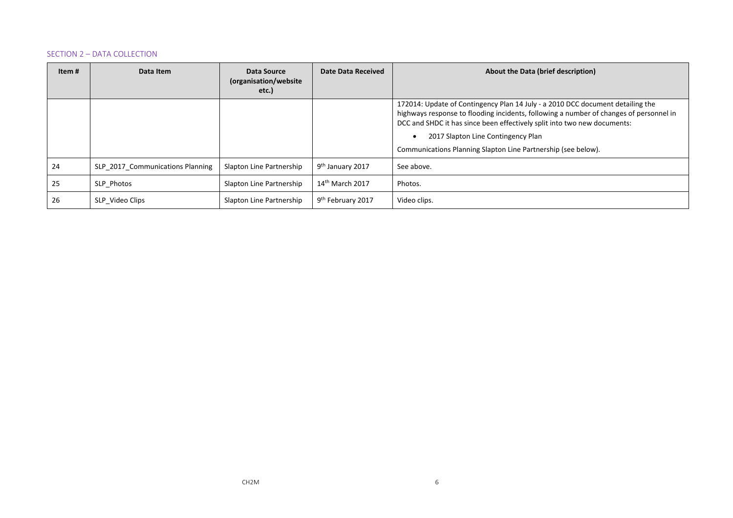SECTION 2 – DATA COLLECTION

| Item # | Data Item | Data Source (organisation/website etc.) | Date Data Received | About the Data (brief description) |
|---|---|---|---|---|
| | | | | 172014: Update of Contingency Plan 14 July - a 2010 DCC document detailing the highways response to flooding incidents, following a number of changes of personnel in DCC and SHDC it has since been effectively split into two new documents: <br>• 2017 Slapton Line Contingency Plan <br>Communications Planning Slapton Line Partnership (see below). |
| 24 | SLP_2017_Communications Planning | Slapton Line Partnership | 9th January 2017 | See above. |
| 25 | SLP_Photos | Slapton Line Partnership | 14th March 2017 | Photos. |
| 26 | SLP_Video Clips | Slapton Line Partnership | 9th February 2017 | Video clips. |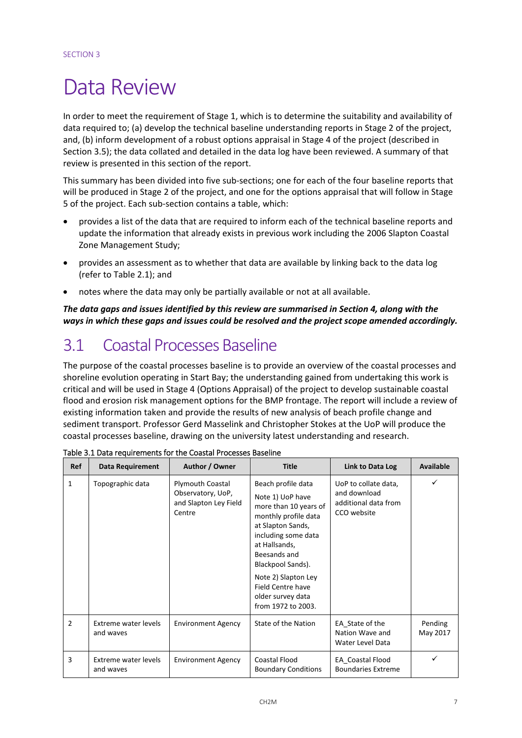SECTION 3

# Data Review

In order to meet the requirement of Stage 1, which is to determine the suitability and availability of data required to; (a) develop the technical baseline understanding reports in Stage 2 of the project, and, (b) inform development of a robust options appraisal in Stage 4 of the project (described in Section 3.5); the data collated and detailed in the data log have been reviewed. A summary of that review is presented in this section of the report.

This summary has been divided into five sub-sections; one for each of the four baseline reports that will be produced in Stage 2 of the project, and one for the options appraisal that will follow in Stage 5 of the project. Each sub-section contains a table, which:

- provides a list of the data that are required to inform each of the technical baseline reports and update the information that already exists in previous work including the 2006 Slapton Coastal Zone Management Study;
- provides an assessment as to whether that data are available by linking back to the data log (refer to Table 2.1); and
- notes where the data may only be partially available or not at all available.

***The data gaps and issues identified by this review are summarised in Section 4, along with the ways in which these gaps and issues could be resolved and the project scope amended accordingly.***

## 3.1 Coastal Processes Baseline

The purpose of the coastal processes baseline is to provide an overview of the coastal processes and shoreline evolution operating in Start Bay; the understanding gained from undertaking this work is critical and will be used in Stage 4 (Options Appraisal) of the project to develop sustainable coastal flood and erosion risk management options for the BMP frontage. The report will include a review of existing information taken and provide the results of new analysis of beach profile change and sediment transport. Professor Gerd Masselink and Christopher Stokes at the UoP will produce the coastal processes baseline, drawing on the university latest understanding and research.

Table 3.1 Data requirements for the Coastal Processes Baseline

| Ref | Data Requirement | Author / Owner | Title | Link to Data Log | Available |
|---|---|---|---|---|---|
| 1 | Topographic data | Plymouth Coastal Observatory, UoP, and Slapton Ley Field Centre | Beach profile data<br>Note 1) UoP have more than 10 years of monthly profile data at Slapton Sands, including some data at Hallsands, Beesands and Blackpool Sands).<br>Note 2) Slapton Ley Field Centre have older survey data from 1972 to 2003. | UoP to collate data, and download additional data from CCO website | ✓ |
| 2 | Extreme water levels and waves | Environment Agency | State of the Nation | EA_State of the Nation Wave and Water Level Data | Pending May 2017 |
| 3 | Extreme water levels and waves | Environment Agency | Coastal Flood Boundary Conditions | EA_Coastal Flood Boundaries Extreme | ✓ |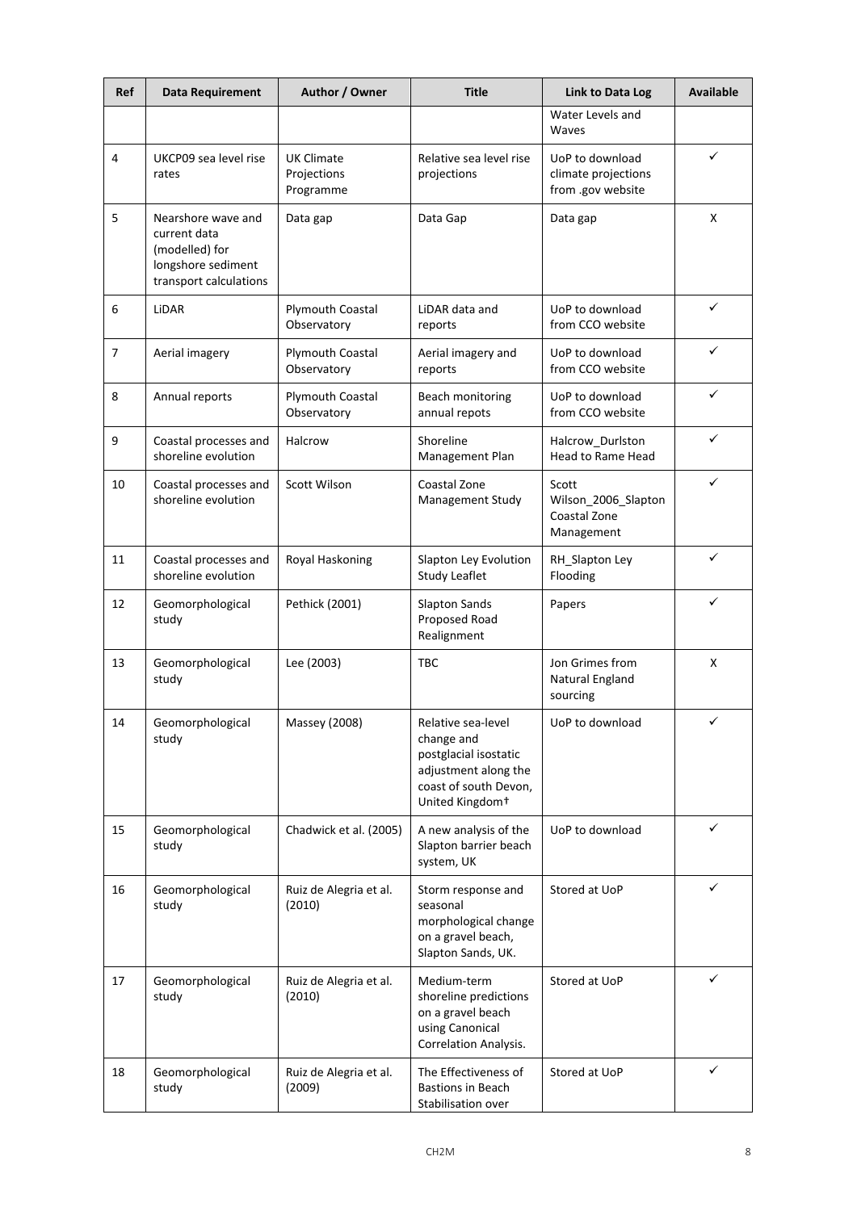| Ref | Data Requirement | Author / Owner | Title | Link to Data Log | Available |
|---|---|---|---|---|---|
| | | | | Water Levels and Waves | |
| 4 | UKCP09 sea level rise rates | UK Climate Projections Programme | Relative sea level rise projections | UoP to download climate projections from .gov website | ✓ |
| 5 | Nearshore wave and current data (modelled) for longshore sediment transport calculations | Data gap | Data Gap | Data gap | X |
| 6 | LiDAR | Plymouth Coastal Observatory | LiDAR data and reports | UoP to download from CCO website | ✓ |
| 7 | Aerial imagery | Plymouth Coastal Observatory | Aerial imagery and reports | UoP to download from CCO website | ✓ |
| 8 | Annual reports | Plymouth Coastal Observatory | Beach monitoring annual repots | UoP to download from CCO website | ✓ |
| 9 | Coastal processes and shoreline evolution | Halcrow | Shoreline Management Plan | Halcrow_Durlston Head to Rame Head | ✓ |
| 10 | Coastal processes and shoreline evolution | Scott Wilson | Coastal Zone Management Study | Scott Wilson_2006_Slapton Coastal Zone Management | ✓ |
| 11 | Coastal processes and shoreline evolution | Royal Haskoning | Slapton Ley Evolution Study Leaflet | RH_Slapton Ley Flooding | ✓ |
| 12 | Geomorphological study | Pethick (2001) | Slapton Sands Proposed Road Realignment | Papers | ✓ |
| 13 | Geomorphological study | Lee (2003) | TBC | Jon Grimes from Natural England sourcing | X |
| 14 | Geomorphological study | Massey (2008) | Relative sea-level change and postglacial isostatic adjustment along the coast of south Devon, United Kingdom† | UoP to download | ✓ |
| 15 | Geomorphological study | Chadwick et al. (2005) | A new analysis of the Slapton barrier beach system, UK | UoP to download | ✓ |
| 16 | Geomorphological study | Ruiz de Alegria et al. (2010) | Storm response and seasonal morphological change on a gravel beach, Slapton Sands, UK. | Stored at UoP | ✓ |
| 17 | Geomorphological study | Ruiz de Alegria et al. (2010) | Medium-term shoreline predictions on a gravel beach using Canonical Correlation Analysis. | Stored at UoP | ✓ |
| 18 | Geomorphological study | Ruiz de Alegria et al. (2009) | The Effectiveness of Bastions in Beach Stabilisation over | Stored at UoP | ✓ |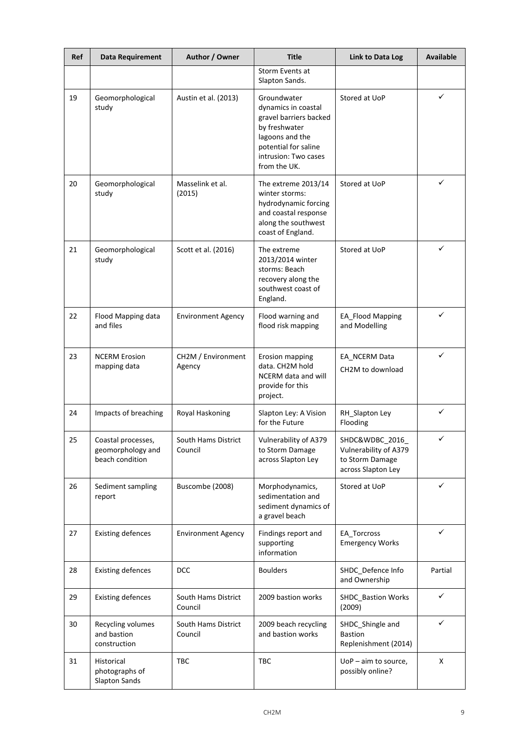| Ref | Data Requirement | Author / Owner | Title | Link to Data Log | Available |
|---|---|---|---|---|---|
| | | | Storm Events at Slapton Sands. | | |
| 19 | Geomorphological study | Austin et al. (2013) | Groundwater dynamics in coastal gravel barriers backed by freshwater lagoons and the potential for saline intrusion: Two cases from the UK. | Stored at UoP | ✓ |
| 20 | Geomorphological study | Masselink et al. (2015) | The extreme 2013/14 winter storms: hydrodynamic forcing and coastal response along the southwest coast of England. | Stored at UoP | ✓ |
| 21 | Geomorphological study | Scott et al. (2016) | The extreme 2013/2014 winter storms: Beach recovery along the southwest coast of England. | Stored at UoP | ✓ |
| 22 | Flood Mapping data and files | Environment Agency | Flood warning and flood risk mapping | EA_Flood Mapping and Modelling | ✓ |
| 23 | NCERM Erosion mapping data | CH2M / Environment Agency | Erosion mapping data. CH2M hold NCERM data and will provide for this project. | EA_NCERM Data CH2M to download | ✓ |
| 24 | Impacts of breaching | Royal Haskoning | Slapton Ley: A Vision for the Future | RH_Slapton Ley Flooding | ✓ |
| 25 | Coastal processes, geomorphology and beach condition | South Hams District Council | Vulnerability of A379 to Storm Damage across Slapton Ley | SHDC&WDBC_2016_ Vulnerability of A379 to Storm Damage across Slapton Ley | ✓ |
| 26 | Sediment sampling report | Buscombe (2008) | Morphodynamics, sedimentation and sediment dynamics of a gravel beach | Stored at UoP | ✓ |
| 27 | Existing defences | Environment Agency | Findings report and supporting information | EA_Torcross Emergency Works | ✓ |
| 28 | Existing defences | DCC | Boulders | SHDC_Defence Info and Ownership | Partial |
| 29 | Existing defences | South Hams District Council | 2009 bastion works | SHDC_Bastion Works (2009) | ✓ |
| 30 | Recycling volumes and bastion construction | South Hams District Council | 2009 beach recycling and bastion works | SHDC_Shingle and Bastion Replenishment (2014) | ✓ |
| 31 | Historical photographs of Slapton Sands | TBC | TBC | UoP – aim to source, possibly online? | X |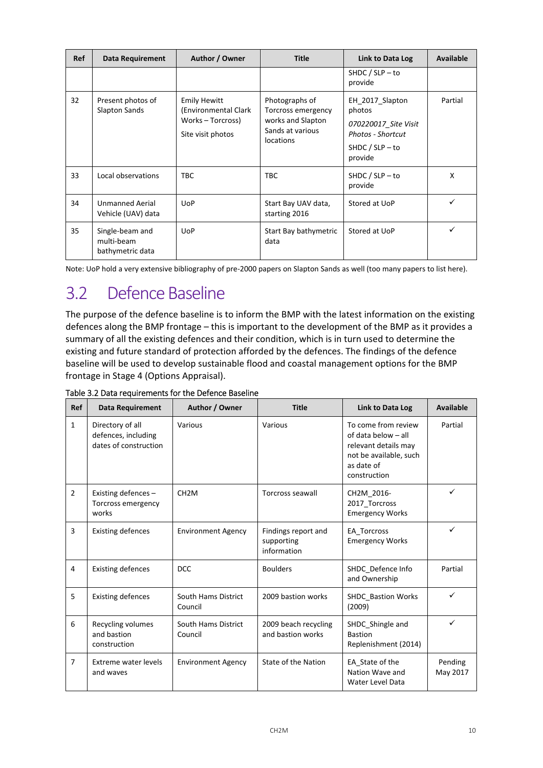| Ref | Data Requirement | Author / Owner | Title | Link to Data Log | Available |
|---|---|---|---|---|---|
| | | | | SHDC / SLP – to provide | |
| 32 | Present photos of Slapton Sands | Emily Hewitt (Environmental Clark Works – Torcross) Site visit photos | Photographs of Torcross emergency works and Slapton Sands at various locations | EH_2017_Slapton photos *070220017_Site Visit Photos - Shortcut* SHDC / SLP – to provide | Partial |
| 33 | Local observations | TBC | TBC | SHDC / SLP – to provide | X |
| 34 | Unmanned Aerial Vehicle (UAV) data | UoP | Start Bay UAV data, starting 2016 | Stored at UoP | ✓ |
| 35 | Single-beam and multi-beam bathymetric data | UoP | Start Bay bathymetric data | Stored at UoP | ✓ |

Note: UoP hold a very extensive bibliography of pre-2000 papers on Slapton Sands as well (too many papers to list here).

## 3.2 Defence Baseline

The purpose of the defence baseline is to inform the BMP with the latest information on the existing defences along the BMP frontage – this is important to the development of the BMP as it provides a summary of all the existing defences and their condition, which is in turn used to determine the existing and future standard of protection afforded by the defences. The findings of the defence baseline will be used to develop sustainable flood and coastal management options for the BMP frontage in Stage 4 (Options Appraisal).

Table 3.2 Data requirements for the Defence Baseline

| Ref | Data Requirement | Author / Owner | Title | Link to Data Log | Available |
|---|---|---|---|---|---|
| 1 | Directory of all defences, including dates of construction | Various | Various | To come from review of data below – all relevant details may not be available, such as date of construction | Partial |
| 2 | Existing defences – Torcross emergency works | CH2M | Torcross seawall | CH2M_2016-2017_Torcross Emergency Works | ✓ |
| 3 | Existing defences | Environment Agency | Findings report and supporting information | EA_Torcross Emergency Works | ✓ |
| 4 | Existing defences | DCC | Boulders | SHDC_Defence Info and Ownership | Partial |
| 5 | Existing defences | South Hams District Council | 2009 bastion works | SHDC_Bastion Works (2009) | ✓ |
| 6 | Recycling volumes and bastion construction | South Hams District Council | 2009 beach recycling and bastion works | SHDC_Shingle and Bastion Replenishment (2014) | ✓ |
| 7 | Extreme water levels and waves | Environment Agency | State of the Nation | EA_State of the Nation Wave and Water Level Data | Pending May 2017 |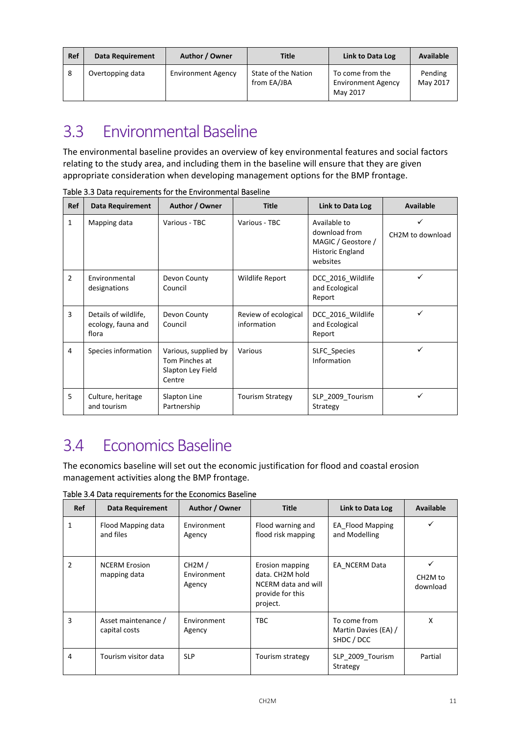| Ref | Data Requirement | Author / Owner | Title | Link to Data Log | Available |
|---|---|---|---|---|---|
| 8 | Overtopping data | Environment Agency | State of the Nation from EA/JBA | To come from the Environment Agency May 2017 | Pending May 2017 |

## 3.3 Environmental Baseline

The environmental baseline provides an overview of key environmental features and social factors relating to the study area, and including them in the baseline will ensure that they are given appropriate consideration when developing management options for the BMP frontage.

Table 3.3 Data requirements for the Environmental Baseline

| Ref | Data Requirement | Author / Owner | Title | Link to Data Log | Available |
|---|---|---|---|---|---|
| 1 | Mapping data | Various - TBC | Various - TBC | Available to download from MAGIC / Geostore / Historic England websites | ✓ CH2M to download |
| 2 | Environmental designations | Devon County Council | Wildlife Report | DCC_2016_Wildlife and Ecological Report | ✓ |
| 3 | Details of wildlife, ecology, fauna and flora | Devon County Council | Review of ecological information | DCC_2016_Wildlife and Ecological Report | ✓ |
| 4 | Species information | Various, supplied by Tom Pinches at Slapton Ley Field Centre | Various | SLFC_Species Information | ✓ |
| 5 | Culture, heritage and tourism | Slapton Line Partnership | Tourism Strategy | SLP_2009_Tourism Strategy | ✓ |

## 3.4 Economics Baseline

The economics baseline will set out the economic justification for flood and coastal erosion management activities along the BMP frontage.

Table 3.4 Data requirements for the Economics Baseline

| Ref | Data Requirement | Author / Owner | Title | Link to Data Log | Available |
|---|---|---|---|---|---|
| 1 | Flood Mapping data and files | Environment Agency | Flood warning and flood risk mapping | EA_Flood Mapping and Modelling | ✓ |
| 2 | NCERM Erosion mapping data | CH2M / Environment Agency | Erosion mapping data. CH2M hold NCERM data and will provide for this project. | EA_NCERM Data | ✓ CH2M to download |
| 3 | Asset maintenance / capital costs | Environment Agency | TBC | To come from Martin Davies (EA) / SHDC / DCC | X |
| 4 | Tourism visitor data | SLP | Tourism strategy | SLP_2009_Tourism Strategy | Partial |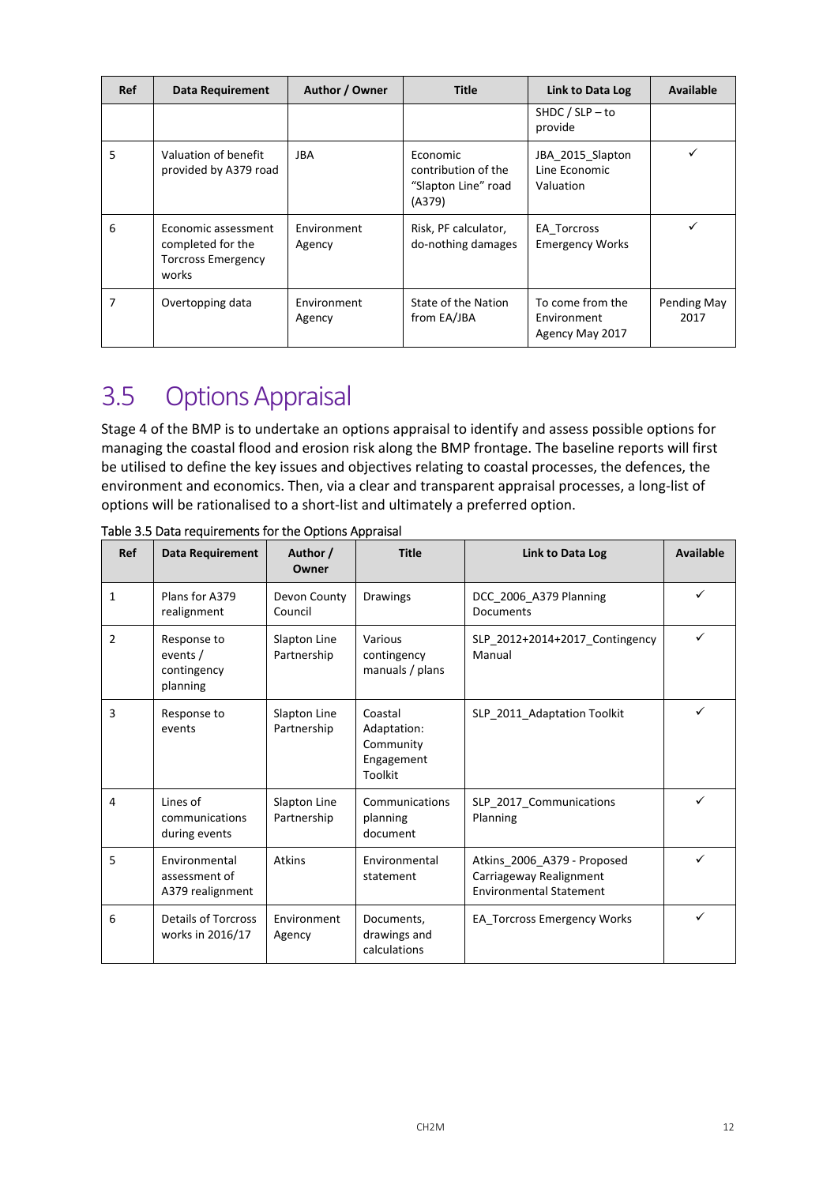| Ref | Data Requirement | Author / Owner | Title | Link to Data Log | Available |
|---|---|---|---|---|---|
| | | | | SHDC / SLP – to provide | |
| 5 | Valuation of benefit provided by A379 road | JBA | Economic contribution of the "Slapton Line" road (A379) | JBA_2015_Slapton Line Economic Valuation | ✓ |
| 6 | Economic assessment completed for the Torcross Emergency works | Environment Agency | Risk, PF calculator, do-nothing damages | EA_Torcross Emergency Works | ✓ |
| 7 | Overtopping data | Environment Agency | State of the Nation from EA/JBA | To come from the Environment Agency May 2017 | Pending May 2017 |

## 3.5 Options Appraisal

Stage 4 of the BMP is to undertake an options appraisal to identify and assess possible options for managing the coastal flood and erosion risk along the BMP frontage. The baseline reports will first be utilised to define the key issues and objectives relating to coastal processes, the defences, the environment and economics. Then, via a clear and transparent appraisal processes, a long-list of options will be rationalised to a short-list and ultimately a preferred option.

Table 3.5 Data requirements for the Options Appraisal

| Ref | Data Requirement | Author / Owner | Title | Link to Data Log | Available |
|---|---|---|---|---|---|
| 1 | Plans for A379 realignment | Devon County Council | Drawings | DCC_2006_A379 Planning Documents | ✓ |
| 2 | Response to events / contingency planning | Slapton Line Partnership | Various contingency manuals / plans | SLP_2012+2014+2017_Contingency Manual | ✓ |
| 3 | Response to events | Slapton Line Partnership | Coastal Adaptation: Community Engagement Toolkit | SLP_2011_Adaptation Toolkit | ✓ |
| 4 | Lines of communications during events | Slapton Line Partnership | Communications planning document | SLP_2017_Communications Planning | ✓ |
| 5 | Environmental assessment of A379 realignment | Atkins | Environmental statement | Atkins_2006_A379 - Proposed Carriageway Realignment Environmental Statement | ✓ |
| 6 | Details of Torcross works in 2016/17 | Environment Agency | Documents, drawings and calculations | EA_Torcross Emergency Works | ✓ |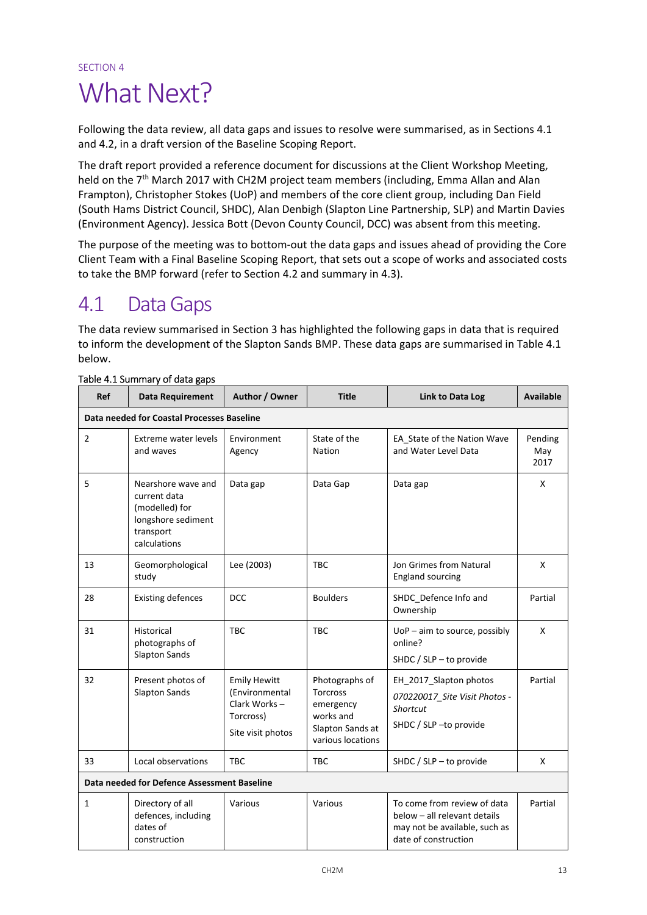SECTION 4

# What Next?

Following the data review, all data gaps and issues to resolve were summarised, as in Sections 4.1 and 4.2, in a draft version of the Baseline Scoping Report.

The draft report provided a reference document for discussions at the Client Workshop Meeting, held on the 7th March 2017 with CH2M project team members (including, Emma Allan and Alan Frampton), Christopher Stokes (UoP) and members of the core client group, including Dan Field (South Hams District Council, SHDC), Alan Denbigh (Slapton Line Partnership, SLP) and Martin Davies (Environment Agency). Jessica Bott (Devon County Council, DCC) was absent from this meeting.

The purpose of the meeting was to bottom-out the data gaps and issues ahead of providing the Core Client Team with a Final Baseline Scoping Report, that sets out a scope of works and associated costs to take the BMP forward (refer to Section 4.2 and summary in 4.3).

## 4.1 Data Gaps

The data review summarised in Section 3 has highlighted the following gaps in data that is required to inform the development of the Slapton Sands BMP. These data gaps are summarised in Table 4.1 below.

Table 4.1 Summary of data gaps

| Ref | Data Requirement | Author / Owner | Title | Link to Data Log | Available |
|---|---|---|---|---|---|
| **Data needed for Coastal Processes Baseline** | | | | | |
| 2 | Extreme water levels and waves | Environment Agency | State of the Nation | EA_State of the Nation Wave and Water Level Data | Pending May 2017 |
| 5 | Nearshore wave and current data (modelled) for longshore sediment transport calculations | Data gap | Data Gap | Data gap | X |
| 13 | Geomorphological study | Lee (2003) | TBC | Jon Grimes from Natural England sourcing | X |
| 28 | Existing defences | DCC | Boulders | SHDC_Defence Info and Ownership | Partial |
| 31 | Historical photographs of Slapton Sands | TBC | TBC | UoP – aim to source, possibly online?<br>SHDC / SLP – to provide | X |
| 32 | Present photos of Slapton Sands | Emily Hewitt (Environmental Clark Works – Torcross)<br>Site visit photos | Photographs of Torcross emergency works and Slapton Sands at various locations | EH_2017_Slapton photos<br>*070220017_Site Visit Photos - Shortcut*<br>SHDC / SLP –to provide | Partial |
| 33 | Local observations | TBC | TBC | SHDC / SLP – to provide | X |
| **Data needed for Defence Assessment Baseline** | | | | | |
| 1 | Directory of all defences, including dates of construction | Various | Various | To come from review of data below – all relevant details may not be available, such as date of construction | Partial |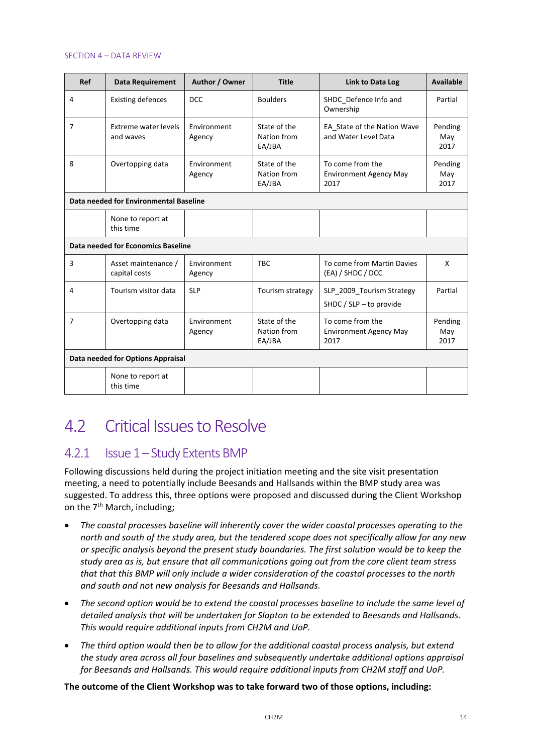SECTION 4 – DATA REVIEW

| Ref | Data Requirement | Author / Owner | Title | Link to Data Log | Available |
|---|---|---|---|---|---|
| 4 | Existing defences | DCC | Boulders | SHDC_Defence Info and Ownership | Partial |
| 7 | Extreme water levels and waves | Environment Agency | State of the Nation from EA/JBA | EA_State of the Nation Wave and Water Level Data | Pending May 2017 |
| 8 | Overtopping data | Environment Agency | State of the Nation from EA/JBA | To come from the Environment Agency May 2017 | Pending May 2017 |
| **Data needed for Environmental Baseline** | | | | | |
| | None to report at this time | | | | |
| **Data needed for Economics Baseline** | | | | | |
| 3 | Asset maintenance / capital costs | Environment Agency | TBC | To come from Martin Davies (EA) / SHDC / DCC | X |
| 4 | Tourism visitor data | SLP | Tourism strategy | SLP_2009_Tourism Strategy<br>SHDC / SLP – to provide | Partial |
| 7 | Overtopping data | Environment Agency | State of the Nation from EA/JBA | To come from the Environment Agency May 2017 | Pending May 2017 |
| **Data needed for Options Appraisal** | | | | | |
| | None to report at this time | | | | |

## 4.2 Critical Issues to Resolve

### 4.2.1 Issue 1 – Study Extents BMP

Following discussions held during the project initiation meeting and the site visit presentation meeting, a need to potentially include Beesands and Hallsands within the BMP study area was suggested. To address this, three options were proposed and discussed during the Client Workshop on the 7th March, including;

- *The coastal processes baseline will inherently cover the wider coastal processes operating to the north and south of the study area, but the tendered scope does not specifically allow for any new or specific analysis beyond the present study boundaries. The first solution would be to keep the study area as is, but ensure that all communications going out from the core client team stress that that this BMP will only include a wider consideration of the coastal processes to the north and south and not new analysis for Beesands and Hallsands.*
- *The second option would be to extend the coastal processes baseline to include the same level of detailed analysis that will be undertaken for Slapton to be extended to Beesands and Hallsands. This would require additional inputs from CH2M and UoP.*
- *The third option would then be to allow for the additional coastal process analysis, but extend the study area across all four baselines and subsequently undertake additional options appraisal for Beesands and Hallsands. This would require additional inputs from CH2M staff and UoP.*

**The outcome of the Client Workshop was to take forward two of those options, including:**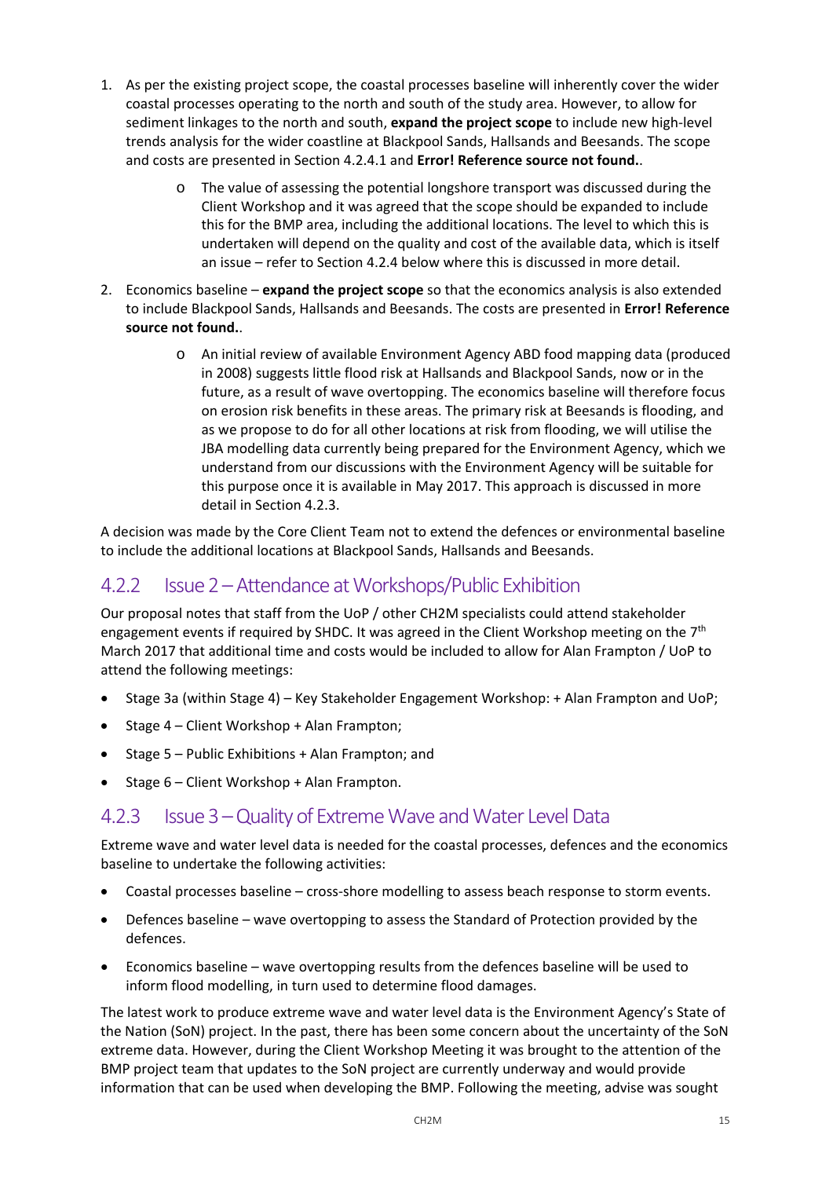1. As per the existing project scope, the coastal processes baseline will inherently cover the wider coastal processes operating to the north and south of the study area. However, to allow for sediment linkages to the north and south, **expand the project scope** to include new high-level trends analysis for the wider coastline at Blackpool Sands, Hallsands and Beesands. The scope and costs are presented in Section 4.2.4.1 and **Error! Reference source not found.**.

    - The value of assessing the potential longshore transport was discussed during the Client Workshop and it was agreed that the scope should be expanded to include this for the BMP area, including the additional locations. The level to which this is undertaken will depend on the quality and cost of the available data, which is itself an issue – refer to Section 4.2.4 below where this is discussed in more detail.

2. Economics baseline – **expand the project scope** so that the economics analysis is also extended to include Blackpool Sands, Hallsands and Beesands. The costs are presented in **Error! Reference source not found.**.

    - An initial review of available Environment Agency ABD food mapping data (produced in 2008) suggests little flood risk at Hallsands and Blackpool Sands, now or in the future, as a result of wave overtopping. The economics baseline will therefore focus on erosion risk benefits in these areas. The primary risk at Beesands is flooding, and as we propose to do for all other locations at risk from flooding, we will utilise the JBA modelling data currently being prepared for the Environment Agency, which we understand from our discussions with the Environment Agency will be suitable for this purpose once it is available in May 2017. This approach is discussed in more detail in Section 4.2.3.

A decision was made by the Core Client Team not to extend the defences or environmental baseline to include the additional locations at Blackpool Sands, Hallsands and Beesands.

### 4.2.2 Issue 2 – Attendance at Workshops/Public Exhibition

Our proposal notes that staff from the UoP / other CH2M specialists could attend stakeholder engagement events if required by SHDC. It was agreed in the Client Workshop meeting on the 7th March 2017 that additional time and costs would be included to allow for Alan Frampton / UoP to attend the following meetings:

- Stage 3a (within Stage 4) – Key Stakeholder Engagement Workshop: + Alan Frampton and UoP;
- Stage 4 – Client Workshop + Alan Frampton;
- Stage 5 – Public Exhibitions + Alan Frampton; and
- Stage 6 – Client Workshop + Alan Frampton.

### 4.2.3 Issue 3 – Quality of Extreme Wave and Water Level Data

Extreme wave and water level data is needed for the coastal processes, defences and the economics baseline to undertake the following activities:

- Coastal processes baseline – cross-shore modelling to assess beach response to storm events.
- Defences baseline – wave overtopping to assess the Standard of Protection provided by the defences.
- Economics baseline – wave overtopping results from the defences baseline will be used to inform flood modelling, in turn used to determine flood damages.

The latest work to produce extreme wave and water level data is the Environment Agency's State of the Nation (SoN) project. In the past, there has been some concern about the uncertainty of the SoN extreme data. However, during the Client Workshop Meeting it was brought to the attention of the BMP project team that updates to the SoN project are currently underway and would provide information that can be used when developing the BMP. Following the meeting, advise was sought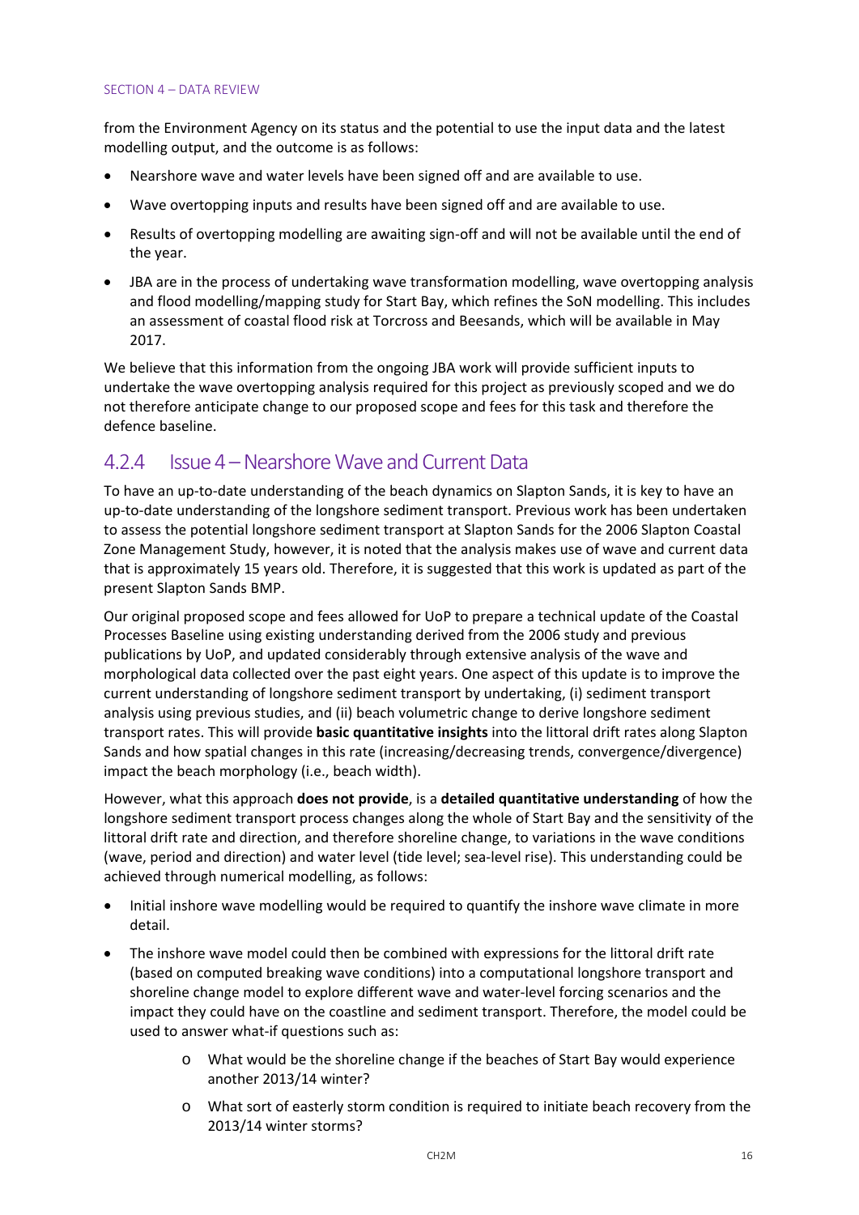from the Environment Agency on its status and the potential to use the input data and the latest modelling output, and the outcome is as follows:

- Nearshore wave and water levels have been signed off and are available to use.
- Wave overtopping inputs and results have been signed off and are available to use.
- Results of overtopping modelling are awaiting sign-off and will not be available until the end of the year.
- JBA are in the process of undertaking wave transformation modelling, wave overtopping analysis and flood modelling/mapping study for Start Bay, which refines the SoN modelling. This includes an assessment of coastal flood risk at Torcross and Beesands, which will be available in May 2017.

We believe that this information from the ongoing JBA work will provide sufficient inputs to undertake the wave overtopping analysis required for this project as previously scoped and we do not therefore anticipate change to our proposed scope and fees for this task and therefore the defence baseline.

### 4.2.4 Issue 4 – Nearshore Wave and Current Data

To have an up-to-date understanding of the beach dynamics on Slapton Sands, it is key to have an up-to-date understanding of the longshore sediment transport. Previous work has been undertaken to assess the potential longshore sediment transport at Slapton Sands for the 2006 Slapton Coastal Zone Management Study, however, it is noted that the analysis makes use of wave and current data that is approximately 15 years old. Therefore, it is suggested that this work is updated as part of the present Slapton Sands BMP.

Our original proposed scope and fees allowed for UoP to prepare a technical update of the Coastal Processes Baseline using existing understanding derived from the 2006 study and previous publications by UoP, and updated considerably through extensive analysis of the wave and morphological data collected over the past eight years. One aspect of this update is to improve the current understanding of longshore sediment transport by undertaking, (i) sediment transport analysis using previous studies, and (ii) beach volumetric change to derive longshore sediment transport rates. This will provide **basic quantitative insights** into the littoral drift rates along Slapton Sands and how spatial changes in this rate (increasing/decreasing trends, convergence/divergence) impact the beach morphology (i.e., beach width).

However, what this approach **does not provide**, is a **detailed quantitative understanding** of how the longshore sediment transport process changes along the whole of Start Bay and the sensitivity of the littoral drift rate and direction, and therefore shoreline change, to variations in the wave conditions (wave, period and direction) and water level (tide level; sea-level rise). This understanding could be achieved through numerical modelling, as follows:

- Initial inshore wave modelling would be required to quantify the inshore wave climate in more detail.
- The inshore wave model could then be combined with expressions for the littoral drift rate (based on computed breaking wave conditions) into a computational longshore transport and shoreline change model to explore different wave and water-level forcing scenarios and the impact they could have on the coastline and sediment transport. Therefore, the model could be used to answer what-if questions such as:
    - What would be the shoreline change if the beaches of Start Bay would experience another 2013/14 winter?
    - What sort of easterly storm condition is required to initiate beach recovery from the 2013/14 winter storms?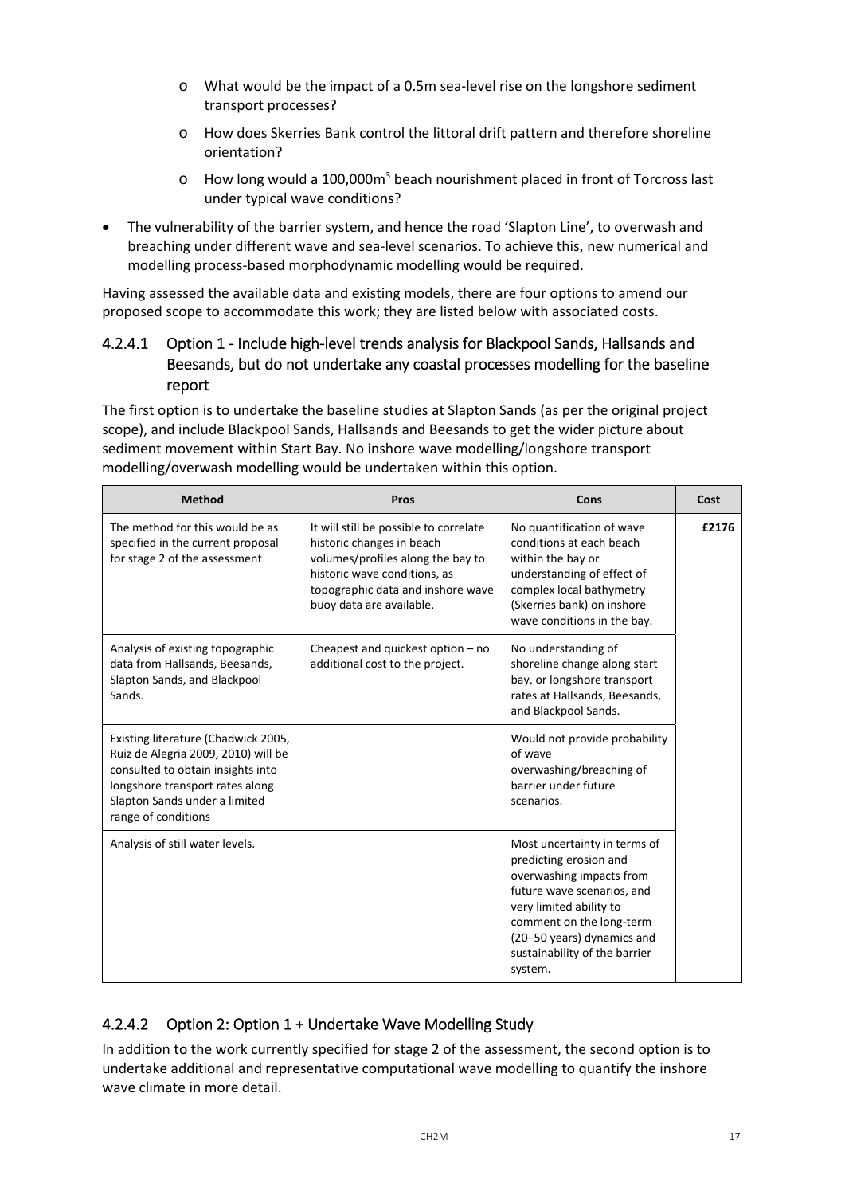- What would be the impact of a 0.5m sea-level rise on the longshore sediment transport processes?
  - How does Skerries Bank control the littoral drift pattern and therefore shoreline orientation?
  - How long would a 100,000m$^3$ beach nourishment placed in front of Torcross last under typical wave conditions?

- The vulnerability of the barrier system, and hence the road 'Slapton Line', to overwash and breaching under different wave and sea-level scenarios. To achieve this, new numerical and modelling process-based morphodynamic modelling would be required.

Having assessed the available data and existing models, there are four options to amend our proposed scope to accommodate this work; they are listed below with associated costs.

#### 4.2.4.1 Option 1 - Include high-level trends analysis for Blackpool Sands, Hallsands and Beesands, but do not undertake any coastal processes modelling for the baseline report

The first option is to undertake the baseline studies at Slapton Sands (as per the original project scope), and include Blackpool Sands, Hallsands and Beesands to get the wider picture about sediment movement within Start Bay. No inshore wave modelling/longshore transport modelling/overwash modelling would be undertaken within this option.

| Method | Pros | Cons | Cost |
|---|---|---|---|
| The method for this would be as specified in the current proposal for stage 2 of the assessment | It will still be possible to correlate historic changes in beach volumes/profiles along the bay to historic wave conditions, as topographic data and inshore wave buoy data are available. | No quantification of wave conditions at each beach within the bay or understanding of effect of complex local bathymetry (Skerries bank) on inshore wave conditions in the bay. | **£2176** |
| Analysis of existing topographic data from Hallsands, Beesands, Slapton Sands, and Blackpool Sands. | Cheapest and quickest option – no additional cost to the project. | No understanding of shoreline change along start bay, or longshore transport rates at Hallsands, Beesands, and Blackpool Sands. | |
| Existing literature (Chadwick 2005, Ruiz de Alegria 2009, 2010) will be consulted to obtain insights into longshore transport rates along Slapton Sands under a limited range of conditions | | Would not provide probability of wave overwashing/breaching of barrier under future scenarios. | |
| Analysis of still water levels. | | Most uncertainty in terms of predicting erosion and overwashing impacts from future wave scenarios, and very limited ability to comment on the long-term (20–50 years) dynamics and sustainability of the barrier system. | |

#### 4.2.4.2 Option 2: Option 1 + Undertake Wave Modelling Study

In addition to the work currently specified for stage 2 of the assessment, the second option is to undertake additional and representative computational wave modelling to quantify the inshore wave climate in more detail.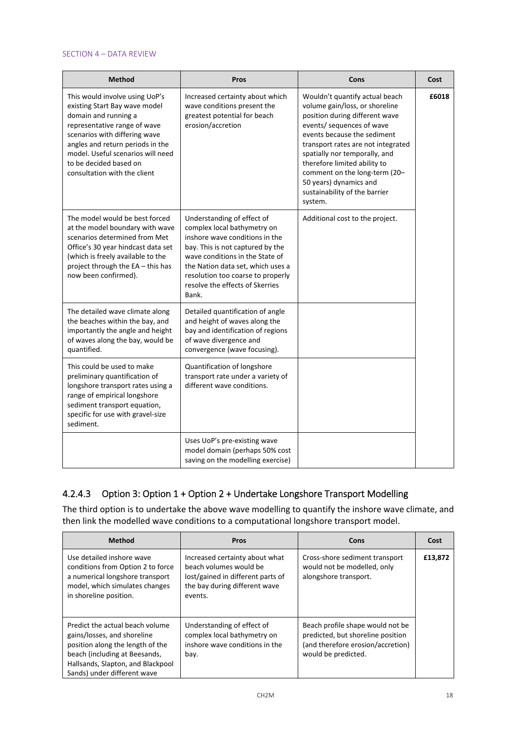| Method | Pros | Cons | Cost |
| --- | --- | --- | --- |
| This would involve using UoP's existing Start Bay wave model domain and running a representative range of wave scenarios with differing wave angles and return periods in the model. Useful scenarios will need to be decided based on consultation with the client | Increased certainty about which wave conditions present the greatest potential for beach erosion/accretion | Wouldn't quantify actual beach volume gain/loss, or shoreline position during different wave events/ sequences of wave events because the sediment transport rates are not integrated spatially nor temporally, and therefore limited ability to comment on the long-term (20–50 years) dynamics and sustainability of the barrier system. | **£6018** |
| The model would be best forced at the model boundary with wave scenarios determined from Met Office's 30 year hindcast data set (which is freely available to the project through the EA – this has now been confirmed). | Understanding of effect of complex local bathymetry on inshore wave conditions in the bay. This is not captured by the wave conditions in the State of the Nation data set, which uses a resolution too coarse to properly resolve the effects of Skerries Bank. | Additional cost to the project. | |
| The detailed wave climate along the beaches within the bay, and importantly the angle and height of waves along the bay, would be quantified. | Detailed quantification of angle and height of waves along the bay and identification of regions of wave divergence and convergence (wave focusing). | | |
| This could be used to make preliminary quantification of longshore transport rates using a range of empirical longshore sediment transport equation, specific for use with gravel-size sediment. | Quantification of longshore transport rate under a variety of different wave conditions. | | |
| | Uses UoP's pre-existing wave model domain (perhaps 50% cost saving on the modelling exercise) | | |

#### 4.2.4.3 Option 3: Option 1 + Option 2 + Undertake Longshore Transport Modelling

The third option is to undertake the above wave modelling to quantify the inshore wave climate, and then link the modelled wave conditions to a computational longshore transport model.

| Method | Pros | Cons | Cost |
| --- | --- | --- | --- |
| Use detailed inshore wave conditions from Option 2 to force a numerical longshore transport model, which simulates changes in shoreline position. | Increased certainty about what beach volumes would be lost/gained in different parts of the bay during different wave events. | Cross-shore sediment transport would not be modelled, only alongshore transport. | **£13,872** |
| Predict the actual beach volume gains/losses, and shoreline position along the length of the beach (including at Beesands, Hallsands, Slapton, and Blackpool Sands) under different wave | Understanding of effect of complex local bathymetry on inshore wave conditions in the bay. | Beach profile shape would not be predicted, but shoreline position (and therefore erosion/accretion) would be predicted. | |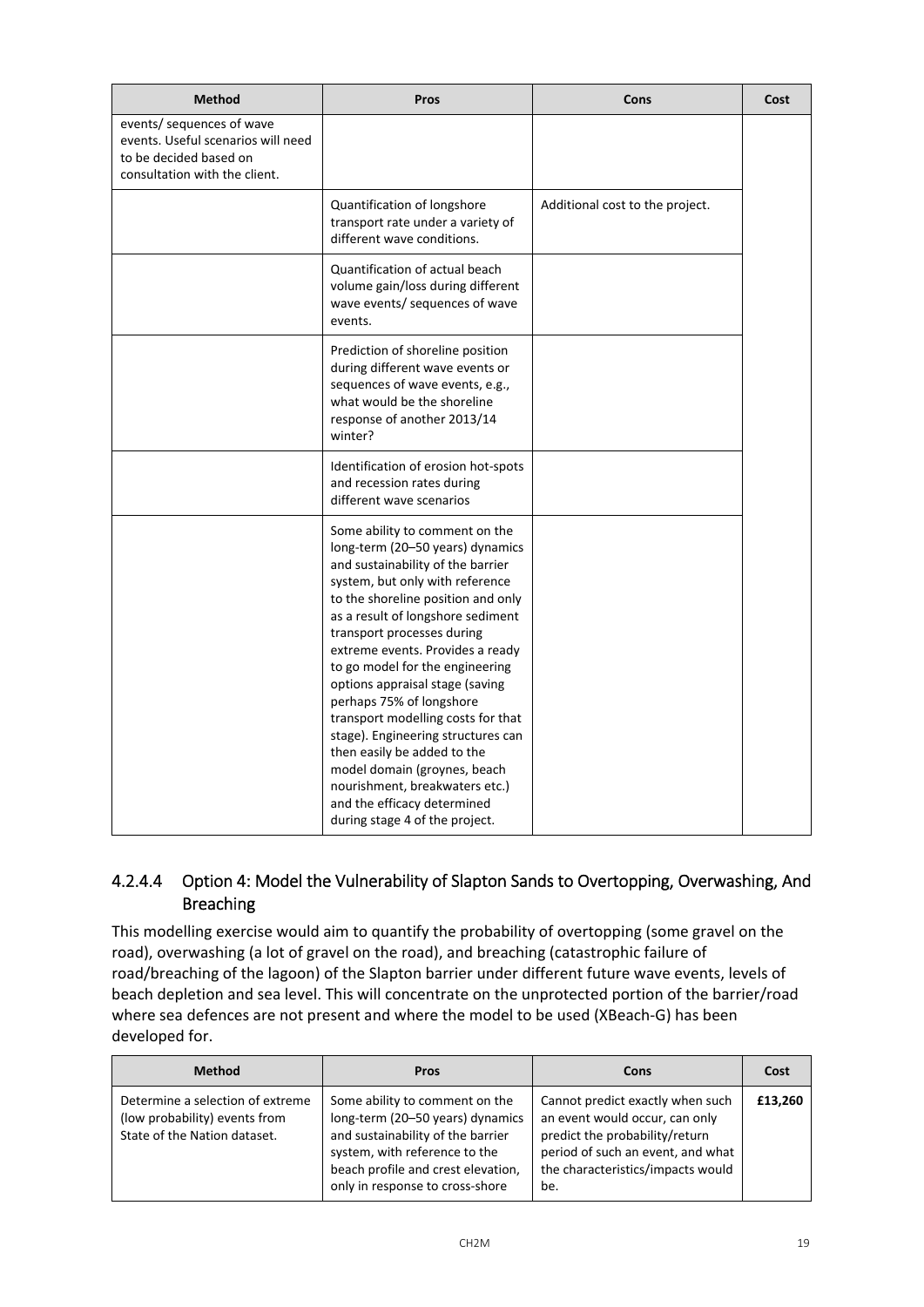| Method | Pros | Cons | Cost |
| --- | --- | --- | --- |
| events/ sequences of wave events. Useful scenarios will need to be decided based on consultation with the client. | | | |
| | Quantification of longshore transport rate under a variety of different wave conditions. | Additional cost to the project. | |
| | Quantification of actual beach volume gain/loss during different wave events/ sequences of wave events. | | |
| | Prediction of shoreline position during different wave events or sequences of wave events, e.g., what would be the shoreline response of another 2013/14 winter? | | |
| | Identification of erosion hot-spots and recession rates during different wave scenarios | | |
| | Some ability to comment on the long-term (20–50 years) dynamics and sustainability of the barrier system, but only with reference to the shoreline position and only as a result of longshore sediment transport processes during extreme events. Provides a ready to go model for the engineering options appraisal stage (saving perhaps 75% of longshore transport modelling costs for that stage). Engineering structures can then easily be added to the model domain (groynes, beach nourishment, breakwaters etc.) and the efficacy determined during stage 4 of the project. | | |

#### 4.2.4.4 Option 4: Model the Vulnerability of Slapton Sands to Overtopping, Overwashing, And Breaching

This modelling exercise would aim to quantify the probability of overtopping (some gravel on the road), overwashing (a lot of gravel on the road), and breaching (catastrophic failure of road/breaching of the lagoon) of the Slapton barrier under different future wave events, levels of beach depletion and sea level. This will concentrate on the unprotected portion of the barrier/road where sea defences are not present and where the model to be used (XBeach-G) has been developed for.

| Method | Pros | Cons | Cost |
| --- | --- | --- | --- |
| Determine a selection of extreme (low probability) events from State of the Nation dataset. | Some ability to comment on the long-term (20–50 years) dynamics and sustainability of the barrier system, with reference to the beach profile and crest elevation, only in response to cross-shore | Cannot predict exactly when such an event would occur, can only predict the probability/return period of such an event, and what the characteristics/impacts would be. | **£13,260** |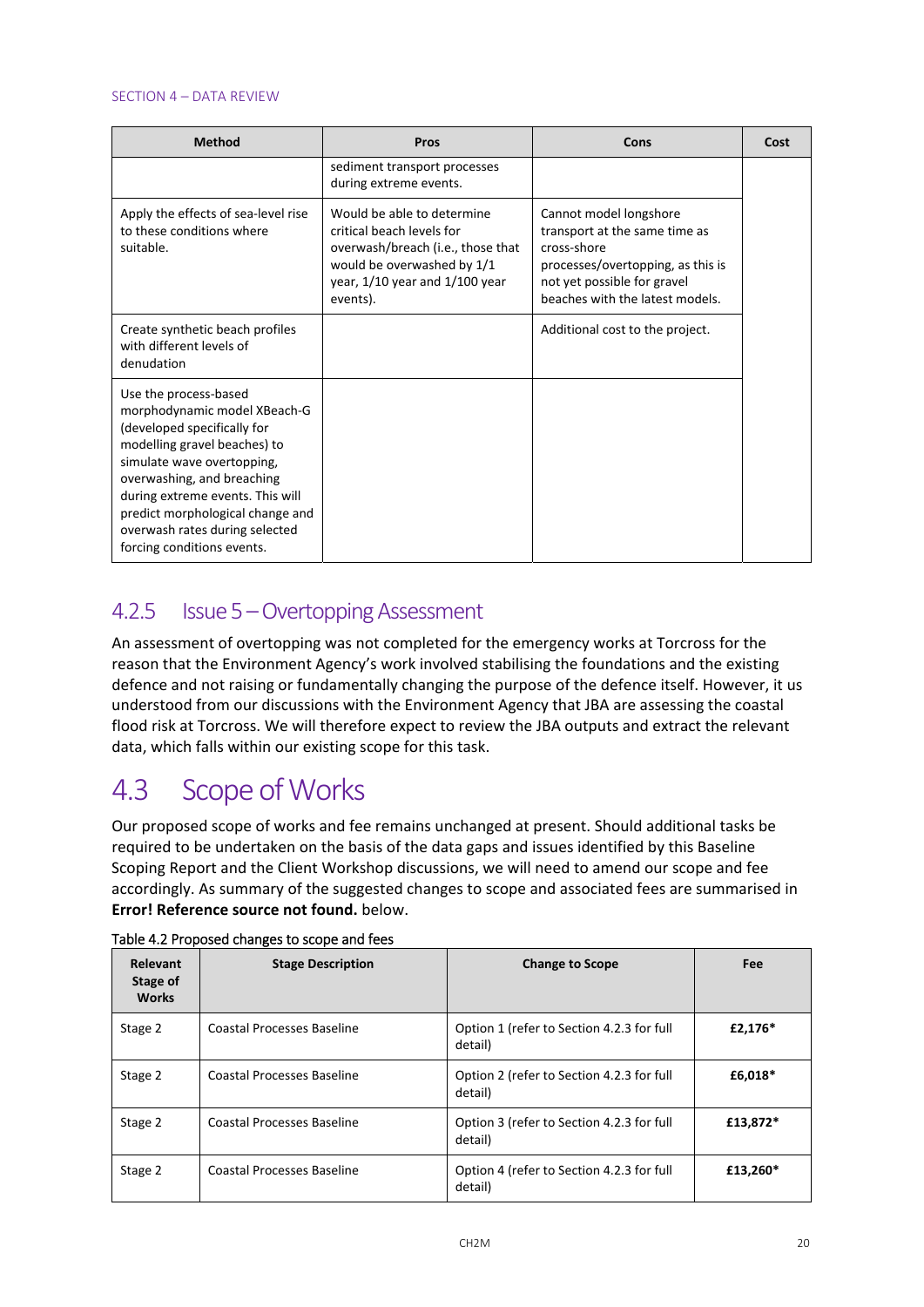| Method | Pros | Cons | Cost |
|---|---|---|---|
| | sediment transport processes during extreme events. | | |
| Apply the effects of sea-level rise to these conditions where suitable. | Would be able to determine critical beach levels for overwash/breach (i.e., those that would be overwashed by 1/1 year, 1/10 year and 1/100 year events). | Cannot model longshore transport at the same time as cross-shore processes/overtopping, as this is not yet possible for gravel beaches with the latest models. | |
| Create synthetic beach profiles with different levels of denudation | | Additional cost to the project. | |
| Use the process-based morphodynamic model XBeach-G (developed specifically for modelling gravel beaches) to simulate wave overtopping, overwashing, and breaching during extreme events. This will predict morphological change and overwash rates during selected forcing conditions events. | | | |

### 4.2.5 Issue 5 – Overtopping Assessment

An assessment of overtopping was not completed for the emergency works at Torcross for the reason that the Environment Agency's work involved stabilising the foundations and the existing defence and not raising or fundamentally changing the purpose of the defence itself. However, it us understood from our discussions with the Environment Agency that JBA are assessing the coastal flood risk at Torcross. We will therefore expect to review the JBA outputs and extract the relevant data, which falls within our existing scope for this task.

## 4.3 Scope of Works

Our proposed scope of works and fee remains unchanged at present. Should additional tasks be required to be undertaken on the basis of the data gaps and issues identified by this Baseline Scoping Report and the Client Workshop discussions, we will need to amend our scope and fee accordingly. As summary of the suggested changes to scope and associated fees are summarised in **Error! Reference source not found.** below.

Table 4.2 Proposed changes to scope and fees

| Relevant Stage of Works | Stage Description | Change to Scope | Fee |
|---|---|---|---|
| Stage 2 | Coastal Processes Baseline | Option 1 (refer to Section 4.2.3 for full detail) | **£2,176*** |
| Stage 2 | Coastal Processes Baseline | Option 2 (refer to Section 4.2.3 for full detail) | **£6,018*** |
| Stage 2 | Coastal Processes Baseline | Option 3 (refer to Section 4.2.3 for full detail) | **£13,872*** |
| Stage 2 | Coastal Processes Baseline | Option 4 (refer to Section 4.2.3 for full detail) | **£13,260*** |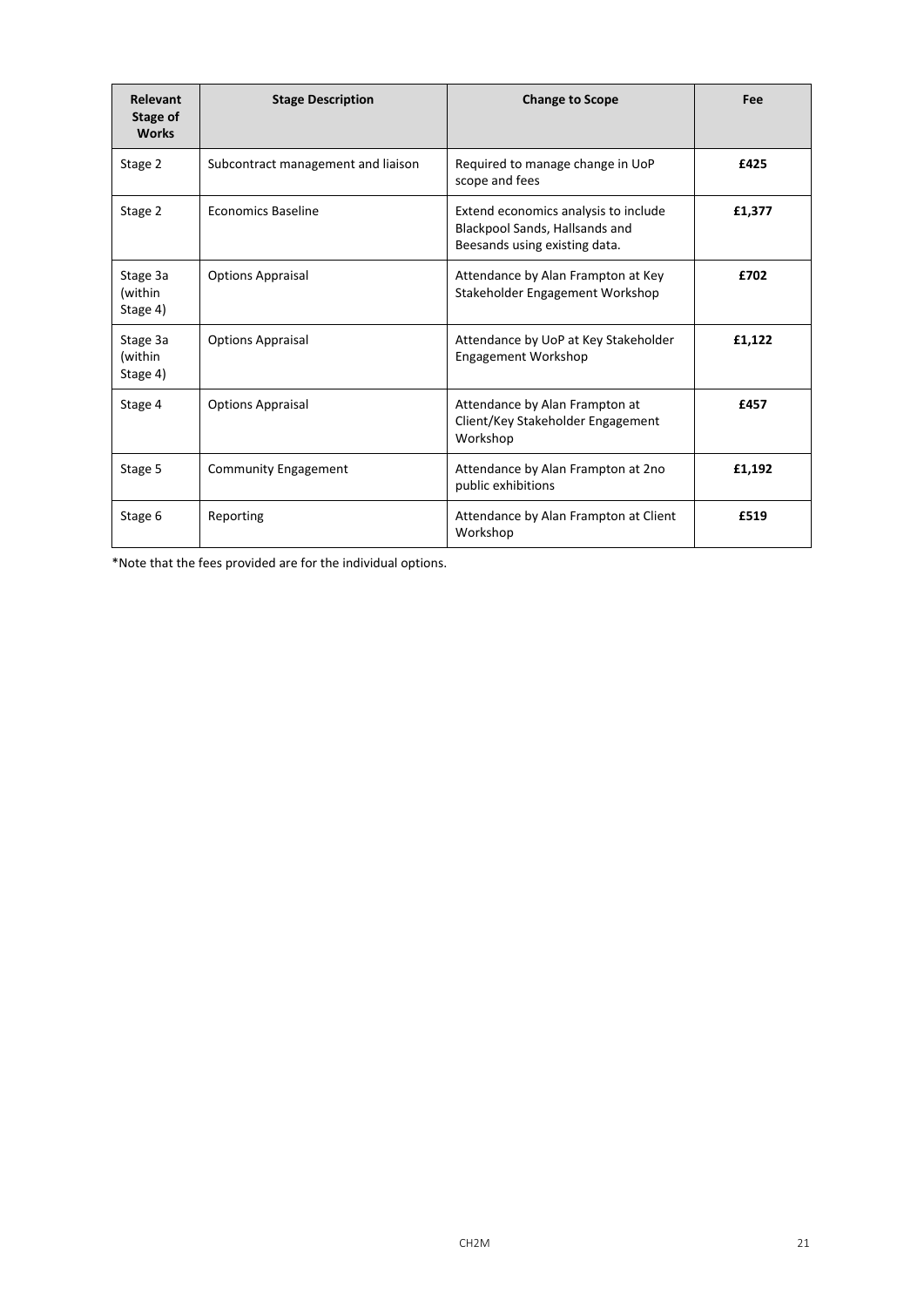| Relevant Stage of Works | Stage Description | Change to Scope | Fee |
|---|---|---|---|
| Stage 2 | Subcontract management and liaison | Required to manage change in UoP scope and fees | **£425** |
| Stage 2 | Economics Baseline | Extend economics analysis to include Blackpool Sands, Hallsands and Beesands using existing data. | **£1,377** |
| Stage 3a (within Stage 4) | Options Appraisal | Attendance by Alan Frampton at Key Stakeholder Engagement Workshop | **£702** |
| Stage 3a (within Stage 4) | Options Appraisal | Attendance by UoP at Key Stakeholder Engagement Workshop | **£1,122** |
| Stage 4 | Options Appraisal | Attendance by Alan Frampton at Client/Key Stakeholder Engagement Workshop | **£457** |
| Stage 5 | Community Engagement | Attendance by Alan Frampton at 2no public exhibitions | **£1,192** |
| Stage 6 | Reporting | Attendance by Alan Frampton at Client Workshop | **£519** |

*Note that the fees provided are for the individual options.